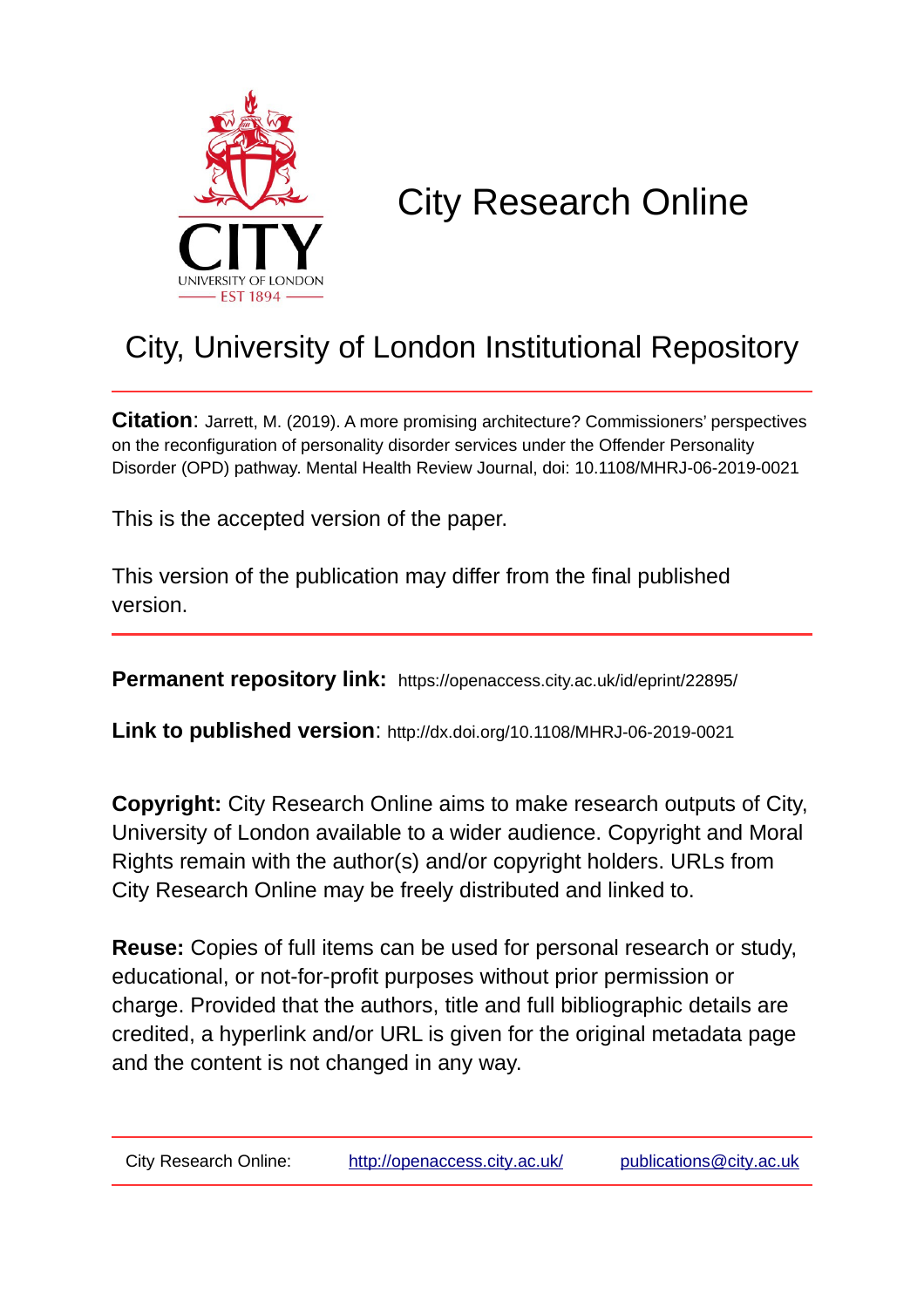# City Research Online

## City, University of London Institutional Repository

**Citation**: Jarrett, M. (2019). A more promising architecture? Commissioners' perspectives on the reconfiguration of personality disorder services under the Offender Personality Disorder (OPD) pathway. Mental Health Review Journal, doi: 10.1108/MHRJ-06-2019-0021

This is the accepted version of the paper.

This version of the publication may differ from the final published version.

**Permanent repository link:** https://openaccess.city.ac.uk/id/eprint/22895/

**Link to published version**: http://dx.doi.org/10.1108/MHRJ-06-2019-0021

**Copyright:** City Research Online aims to make research outputs of City, University of London available to a wider audience. Copyright and Moral Rights remain with the author(s) and/or copyright holders. URLs from City Research Online may be freely distributed and linked to.

**Reuse:** Copies of full items can be used for personal research or study, educational, or not-for-profit purposes without prior permission or charge. Provided that the authors, title and full bibliographic details are credited, a hyperlink and/or URL is given for the original metadata page and the content is not changed in any way.

City Research Online: http://openaccess.city.ac.uk/ publications@city.ac.uk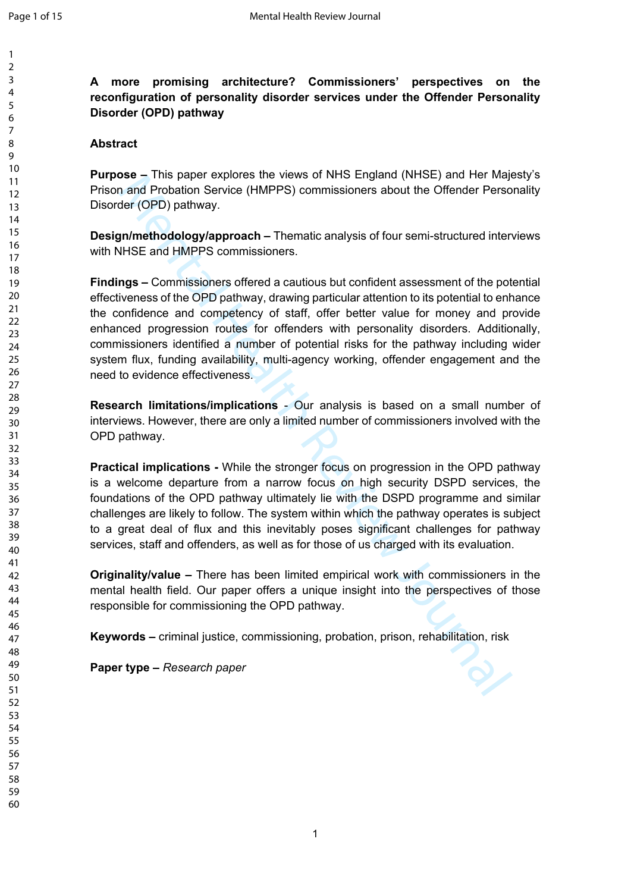**A more promising architecture? Commissioners' perspectives on the reconfiguration of personality disorder services under the Offender Personality Disorder (OPD) pathway**

**Abstract**

**Purpose –** This paper explores the views of NHS England (NHSE) and Her Majesty's Prison and Probation Service (HMPPS) commissioners about the Offender Personality Disorder (OPD) pathway.

**Design/methodology/approach –** Thematic analysis of four semi-structured interviews with NHSE and HMPPS commissioners.

**Findings –** Commissioners offered a cautious but confident assessment of the potential effectiveness of the OPD pathway, drawing particular attention to its potential to enhance the confidence and competency of staff, offer better value for money and provide enhanced progression routes for offenders with personality disorders. Additionally, commissioners identified a number of potential risks for the pathway including wider system flux, funding availability, multi-agency working, offender engagement and the need to evidence effectiveness.

**Research limitations/implications** - Our analysis is based on a small number of interviews. However, there are only a limited number of commissioners involved with the OPD pathway.

**Practical implications -** While the stronger focus on progression in the OPD pathway is a welcome departure from a narrow focus on high security DSPD services, the foundations of the OPD pathway ultimately lie with the DSPD programme and similar challenges are likely to follow. The system within which the pathway operates is subject to a great deal of flux and this inevitably poses significant challenges for pathway services, staff and offenders, as well as for those of us charged with its evaluation.

**Originality/value –** There has been limited empirical work with commissioners in the mental health field. Our paper offers a unique insight into the perspectives of those responsible for commissioning the OPD pathway.

**Keywords –** criminal justice, commissioning, probation, prison, rehabilitation, risk

**Paper type –** *Research paper*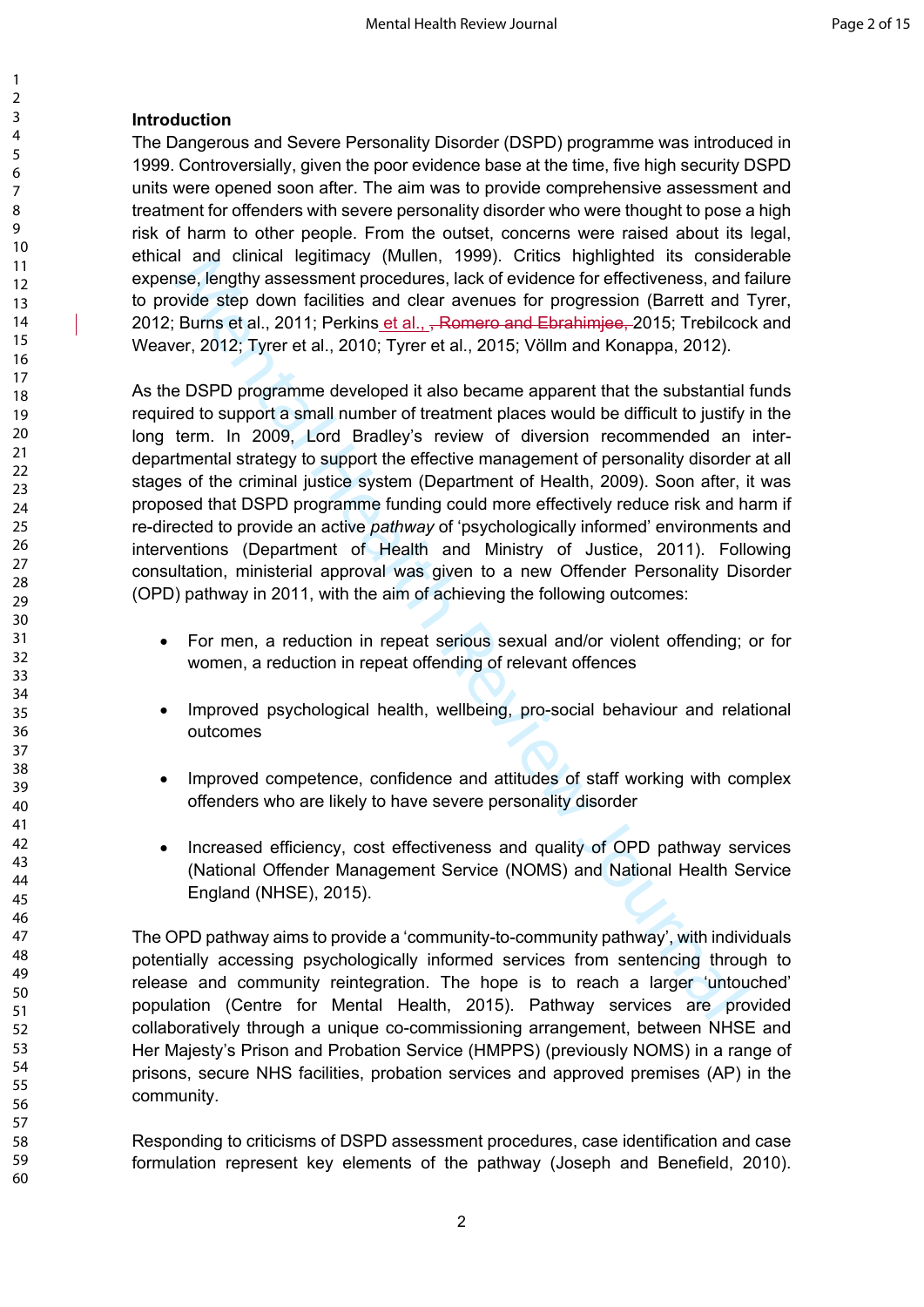## Introduction

The Dangerous and Severe Personality Disorder (DSPD) programme was introduced in 1999. Controversially, given the poor evidence base at the time, five high security DSPD units were opened soon after. The aim was to provide comprehensive assessment and treatment for offenders with severe personality disorder who were thought to pose a high risk of harm to other people. From the outset, concerns were raised about its legal, ethical and clinical legitimacy (Mullen, 1999). Critics highlighted its considerable expense, lengthy assessment procedures, lack of evidence for effectiveness, and failure to provide step down facilities and clear avenues for progression (Barrett and Tyrer, 2012; Burns et al., 2011; Perkins et al., ~~, Romero and Ebrahimjee,~~ 2015; Trebilcock and Weaver, 2012; Tyrer et al., 2010; Tyrer et al., 2015; Völlm and Konappa, 2012).

As the DSPD programme developed it also became apparent that the substantial funds required to support a small number of treatment places would be difficult to justify in the long term. In 2009, Lord Bradley's review of diversion recommended an inter-departmental strategy to support the effective management of personality disorder at all stages of the criminal justice system (Department of Health, 2009). Soon after, it was proposed that DSPD programme funding could more effectively reduce risk and harm if re-directed to provide an active *pathway* of 'psychologically informed' environments and interventions (Department of Health and Ministry of Justice, 2011). Following consultation, ministerial approval was given to a new Offender Personality Disorder (OPD) pathway in 2011, with the aim of achieving the following outcomes:

- For men, a reduction in repeat serious sexual and/or violent offending; or for women, a reduction in repeat offending of relevant offences
- Improved psychological health, wellbeing, pro-social behaviour and relational outcomes
- Improved competence, confidence and attitudes of staff working with complex offenders who are likely to have severe personality disorder
- Increased efficiency, cost effectiveness and quality of OPD pathway services (National Offender Management Service (NOMS) and National Health Service England (NHSE), 2015).

The OPD pathway aims to provide a 'community-to-community pathway', with individuals potentially accessing psychologically informed services from sentencing through to release and community reintegration. The hope is to reach a larger 'untouched' population (Centre for Mental Health, 2015). Pathway services are provided collaboratively through a unique co-commissioning arrangement, between NHSE and Her Majesty's Prison and Probation Service (HMPPS) (previously NOMS) in a range of prisons, secure NHS facilities, probation services and approved premises (AP) in the community.

Responding to criticisms of DSPD assessment procedures, case identification and case formulation represent key elements of the pathway (Joseph and Benefield, 2010).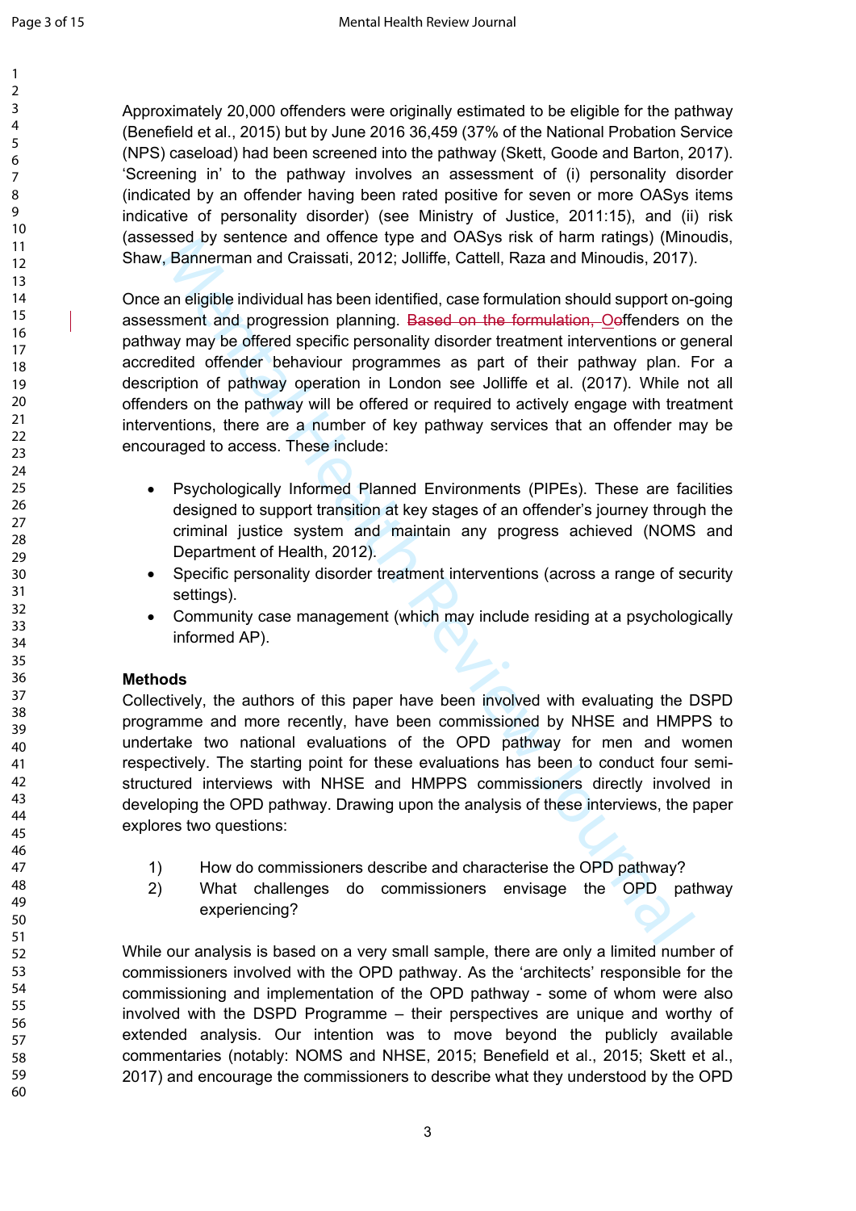Approximately 20,000 offenders were originally estimated to be eligible for the pathway (Benefield et al., 2015) but by June 2016 36,459 (37% of the National Probation Service (NPS) caseload) had been screened into the pathway (Skett, Goode and Barton, 2017). 'Screening in' to the pathway involves an assessment of (i) personality disorder (indicated by an offender having been rated positive for seven or more OASys items indicative of personality disorder) (see Ministry of Justice, 2011:15), and (ii) risk (assessed by sentence and offence type and OASys risk of harm ratings) (Minoudis, Shaw, Bannerman and Craissati, 2012; Jolliffe, Cattell, Raza and Minoudis, 2017).

Once an eligible individual has been identified, case formulation should support on-going assessment and progression planning. ~~Based on the formulation, O~~offenders on the pathway may be offered specific personality disorder treatment interventions or general accredited offender behaviour programmes as part of their pathway plan. For a description of pathway operation in London see Jolliffe et al. (2017). While not all offenders on the pathway will be offered or required to actively engage with treatment interventions, there are a number of key pathway services that an offender may be encouraged to access. These include:

- Psychologically Informed Planned Environments (PIPEs). These are facilities designed to support transition at key stages of an offender's journey through the criminal justice system and maintain any progress achieved (NOMS and Department of Health, 2012).
- Specific personality disorder treatment interventions (across a range of security settings).
- Community case management (which may include residing at a psychologically informed AP).

**Methods**

Collectively, the authors of this paper have been involved with evaluating the DSPD programme and more recently, have been commissioned by NHSE and HMPPS to undertake two national evaluations of the OPD pathway for men and women respectively. The starting point for these evaluations has been to conduct four semi-structured interviews with NHSE and HMPPS commissioners directly involved in developing the OPD pathway. Drawing upon the analysis of these interviews, the paper explores two questions:

1) How do commissioners describe and characterise the OPD pathway?
2) What challenges do commissioners envisage the OPD pathway experiencing?

While our analysis is based on a very small sample, there are only a limited number of commissioners involved with the OPD pathway. As the 'architects' responsible for the commissioning and implementation of the OPD pathway - some of whom were also involved with the DSPD Programme – their perspectives are unique and worthy of extended analysis. Our intention was to move beyond the publicly available commentaries (notably: NOMS and NHSE, 2015; Benefield et al., 2015; Skett et al., 2017) and encourage the commissioners to describe what they understood by the OPD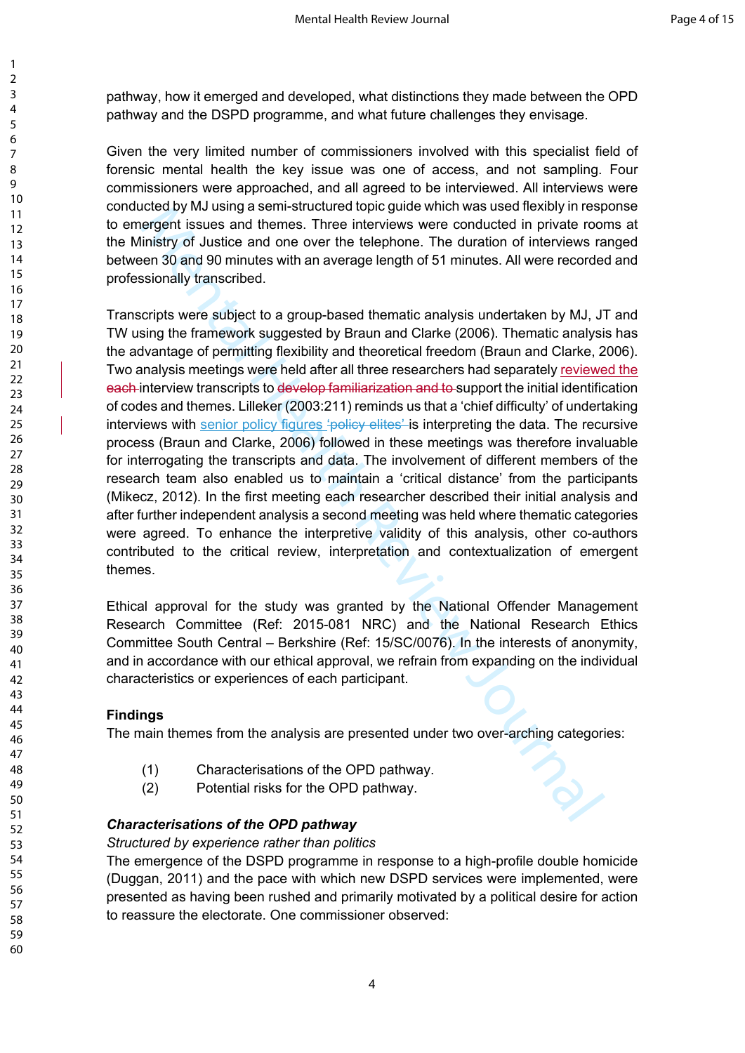pathway, how it emerged and developed, what distinctions they made between the OPD pathway and the DSPD programme, and what future challenges they envisage.

Given the very limited number of commissioners involved with this specialist field of forensic mental health the key issue was one of access, and not sampling. Four commissioners were approached, and all agreed to be interviewed. All interviews were conducted by MJ using a semi-structured topic guide which was used flexibly in response to emergent issues and themes. Three interviews were conducted in private rooms at the Ministry of Justice and one over the telephone. The duration of interviews ranged between 30 and 90 minutes with an average length of 51 minutes. All were recorded and professionally transcribed.

Transcripts were subject to a group-based thematic analysis undertaken by MJ, JT and TW using the framework suggested by Braun and Clarke (2006). Thematic analysis has the advantage of permitting flexibility and theoretical freedom (Braun and Clarke, 2006). Two analysis meetings were held after all three researchers had separately reviewed the ~~each~~ interview transcripts to ~~develop familiarization and to~~ support the initial identification of codes and themes. Lilleker (2003:211) reminds us that a 'chief difficulty' of undertaking interviews with senior policy figures ~~'policy elites'~~ is interpreting the data. The recursive process (Braun and Clarke, 2006) followed in these meetings was therefore invaluable for interrogating the transcripts and data. The involvement of different members of the research team also enabled us to maintain a 'critical distance' from the participants (Mikecz, 2012). In the first meeting each researcher described their initial analysis and after further independent analysis a second meeting was held where thematic categories were agreed. To enhance the interpretive validity of this analysis, other co-authors contributed to the critical review, interpretation and contextualization of emergent themes.

Ethical approval for the study was granted by the National Offender Management Research Committee (Ref: 2015-081 NRC) and the National Research Ethics Committee South Central – Berkshire (Ref: 15/SC/0076). In the interests of anonymity, and in accordance with our ethical approval, we refrain from expanding on the individual characteristics or experiences of each participant.

## Findings

The main themes from the analysis are presented under two over-arching categories:

(1) Characterisations of the OPD pathway.
(2) Potential risks for the OPD pathway.

### *Characterisations of the OPD pathway*

*Structured by experience rather than politics*

The emergence of the DSPD programme in response to a high-profile double homicide (Duggan, 2011) and the pace with which new DSPD services were implemented, were presented as having been rushed and primarily motivated by a political desire for action to reassure the electorate. One commissioner observed: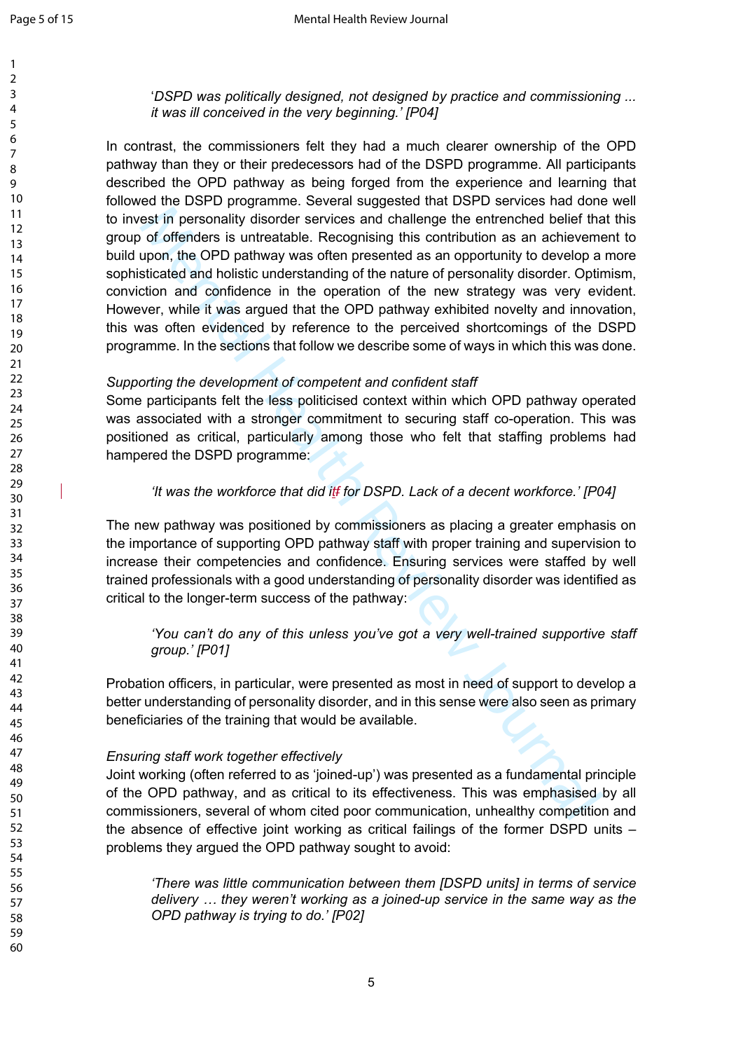'*DSPD was politically designed, not designed by practice and commissioning ... it was ill conceived in the very beginning.' [P04]*

In contrast, the commissioners felt they had a much clearer ownership of the OPD pathway than they or their predecessors had of the DSPD programme. All participants described the OPD pathway as being forged from the experience and learning that followed the DSPD programme. Several suggested that DSPD services had done well to invest in personality disorder services and challenge the entrenched belief that this group of offenders is untreatable. Recognising this contribution as an achievement to build upon, the OPD pathway was often presented as an opportunity to develop a more sophisticated and holistic understanding of the nature of personality disorder. Optimism, conviction and confidence in the operation of the new strategy was very evident. However, while it was argued that the OPD pathway exhibited novelty and innovation, this was often evidenced by reference to the perceived shortcomings of the DSPD programme. In the sections that follow we describe some of ways in which this was done.

*Supporting the development of competent and confident staff*

Some participants felt the less politicised context within which OPD pathway operated was associated with a stronger commitment to securing staff co-operation. This was positioned as critical, particularly among those who felt that staffing problems had hampered the DSPD programme:

*'It was the workforce that did it for DSPD. Lack of a decent workforce.' [P04]*

The new pathway was positioned by commissioners as placing a greater emphasis on the importance of supporting OPD pathway staff with proper training and supervision to increase their competencies and confidence. Ensuring services were staffed by well trained professionals with a good understanding of personality disorder was identified as critical to the longer-term success of the pathway:

*'You can't do any of this unless you've got a very well-trained supportive staff group.' [P01]*

Probation officers, in particular, were presented as most in need of support to develop a better understanding of personality disorder, and in this sense were also seen as primary beneficiaries of the training that would be available.

*Ensuring staff work together effectively*

Joint working (often referred to as 'joined-up') was presented as a fundamental principle of the OPD pathway, and as critical to its effectiveness. This was emphasised by all commissioners, several of whom cited poor communication, unhealthy competition and the absence of effective joint working as critical failings of the former DSPD units – problems they argued the OPD pathway sought to avoid:

*'There was little communication between them [DSPD units] in terms of service delivery … they weren't working as a joined-up service in the same way as the OPD pathway is trying to do.' [P02]*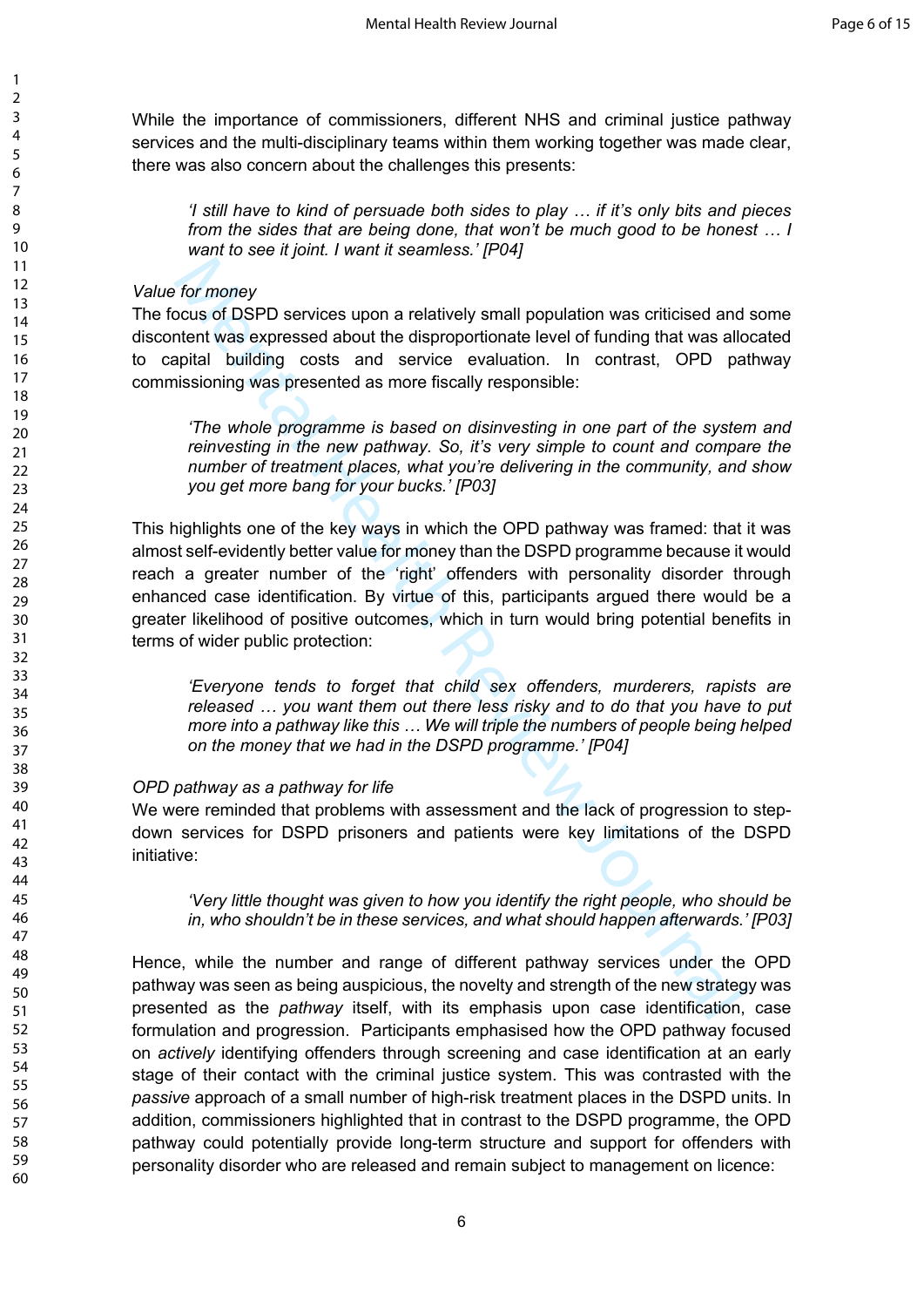While the importance of commissioners, different NHS and criminal justice pathway services and the multi-disciplinary teams within them working together was made clear, there was also concern about the challenges this presents:

> *'I still have to kind of persuade both sides to play … if it's only bits and pieces from the sides that are being done, that won't be much good to be honest … I want to see it joint. I want it seamless.' [P04]*

*Value for money*

The focus of DSPD services upon a relatively small population was criticised and some discontent was expressed about the disproportionate level of funding that was allocated to capital building costs and service evaluation. In contrast, OPD pathway commissioning was presented as more fiscally responsible:

> *'The whole programme is based on disinvesting in one part of the system and reinvesting in the new pathway. So, it's very simple to count and compare the number of treatment places, what you're delivering in the community, and show you get more bang for your bucks.' [P03]*

This highlights one of the key ways in which the OPD pathway was framed: that it was almost self-evidently better value for money than the DSPD programme because it would reach a greater number of the 'right' offenders with personality disorder through enhanced case identification. By virtue of this, participants argued there would be a greater likelihood of positive outcomes, which in turn would bring potential benefits in terms of wider public protection:

> *'Everyone tends to forget that child sex offenders, murderers, rapists are released … you want them out there less risky and to do that you have to put more into a pathway like this … We will triple the numbers of people being helped on the money that we had in the DSPD programme.' [P04]*

*OPD pathway as a pathway for life*

We were reminded that problems with assessment and the lack of progression to step-down services for DSPD prisoners and patients were key limitations of the DSPD initiative:

> *'Very little thought was given to how you identify the right people, who should be in, who shouldn't be in these services, and what should happen afterwards.' [P03]*

Hence, while the number and range of different pathway services under the OPD pathway was seen as being auspicious, the novelty and strength of the new strategy was presented as the *pathway* itself, with its emphasis upon case identification, case formulation and progression. Participants emphasised how the OPD pathway focused on *actively* identifying offenders through screening and case identification at an early stage of their contact with the criminal justice system. This was contrasted with the *passive* approach of a small number of high-risk treatment places in the DSPD units. In addition, commissioners highlighted that in contrast to the DSPD programme, the OPD pathway could potentially provide long-term structure and support for offenders with personality disorder who are released and remain subject to management on licence: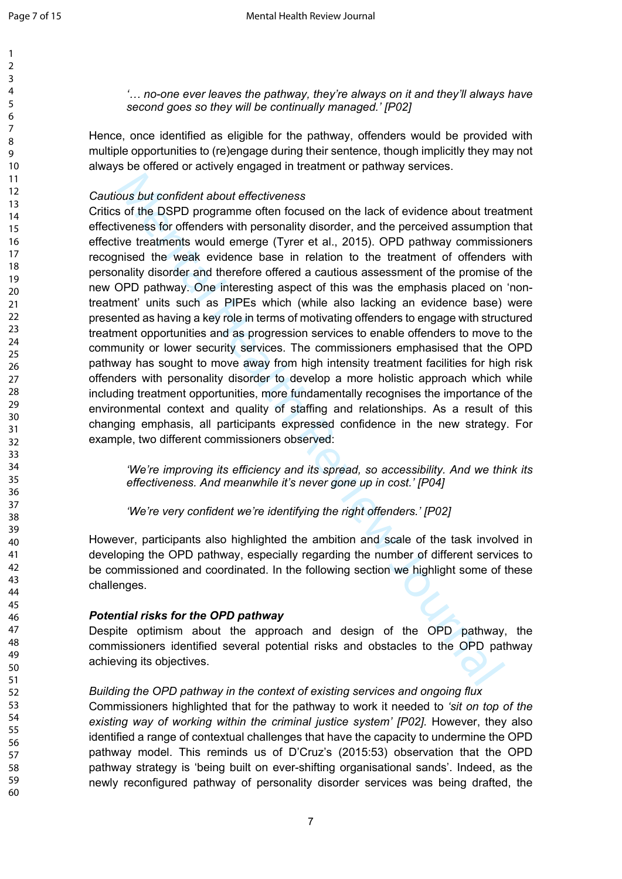*'… no-one ever leaves the pathway, they're always on it and they'll always have second goes so they will be continually managed.' [P02]*

Hence, once identified as eligible for the pathway, offenders would be provided with multiple opportunities to (re)engage during their sentence, though implicitly they may not always be offered or actively engaged in treatment or pathway services.

*Cautious but confident about effectiveness*

Critics of the DSPD programme often focused on the lack of evidence about treatment effectiveness for offenders with personality disorder, and the perceived assumption that effective treatments would emerge (Tyrer et al., 2015). OPD pathway commissioners recognised the weak evidence base in relation to the treatment of offenders with personality disorder and therefore offered a cautious assessment of the promise of the new OPD pathway. One interesting aspect of this was the emphasis placed on 'non-treatment' units such as PIPEs which (while also lacking an evidence base) were presented as having a key role in terms of motivating offenders to engage with structured treatment opportunities and as progression services to enable offenders to move to the community or lower security services. The commissioners emphasised that the OPD pathway has sought to move away from high intensity treatment facilities for high risk offenders with personality disorder to develop a more holistic approach which while including treatment opportunities, more fundamentally recognises the importance of the environmental context and quality of staffing and relationships. As a result of this changing emphasis, all participants expressed confidence in the new strategy. For example, two different commissioners observed:

*'We're improving its efficiency and its spread, so accessibility. And we think its effectiveness. And meanwhile it's never gone up in cost.' [P04]*

*'We're very confident we're identifying the right offenders.' [P02]*

However, participants also highlighted the ambition and scale of the task involved in developing the OPD pathway, especially regarding the number of different services to be commissioned and coordinated. In the following section we highlight some of these challenges.

***Potential risks for the OPD pathway***

Despite optimism about the approach and design of the OPD pathway, the commissioners identified several potential risks and obstacles to the OPD pathway achieving its objectives.

*Building the OPD pathway in the context of existing services and ongoing flux*

Commissioners highlighted that for the pathway to work it needed to *'sit on top of the existing way of working within the criminal justice system' [P02]*. However, they also identified a range of contextual challenges that have the capacity to undermine the OPD pathway model. This reminds us of D'Cruz's (2015:53) observation that the OPD pathway strategy is 'being built on ever-shifting organisational sands'. Indeed, as the newly reconfigured pathway of personality disorder services was being drafted, the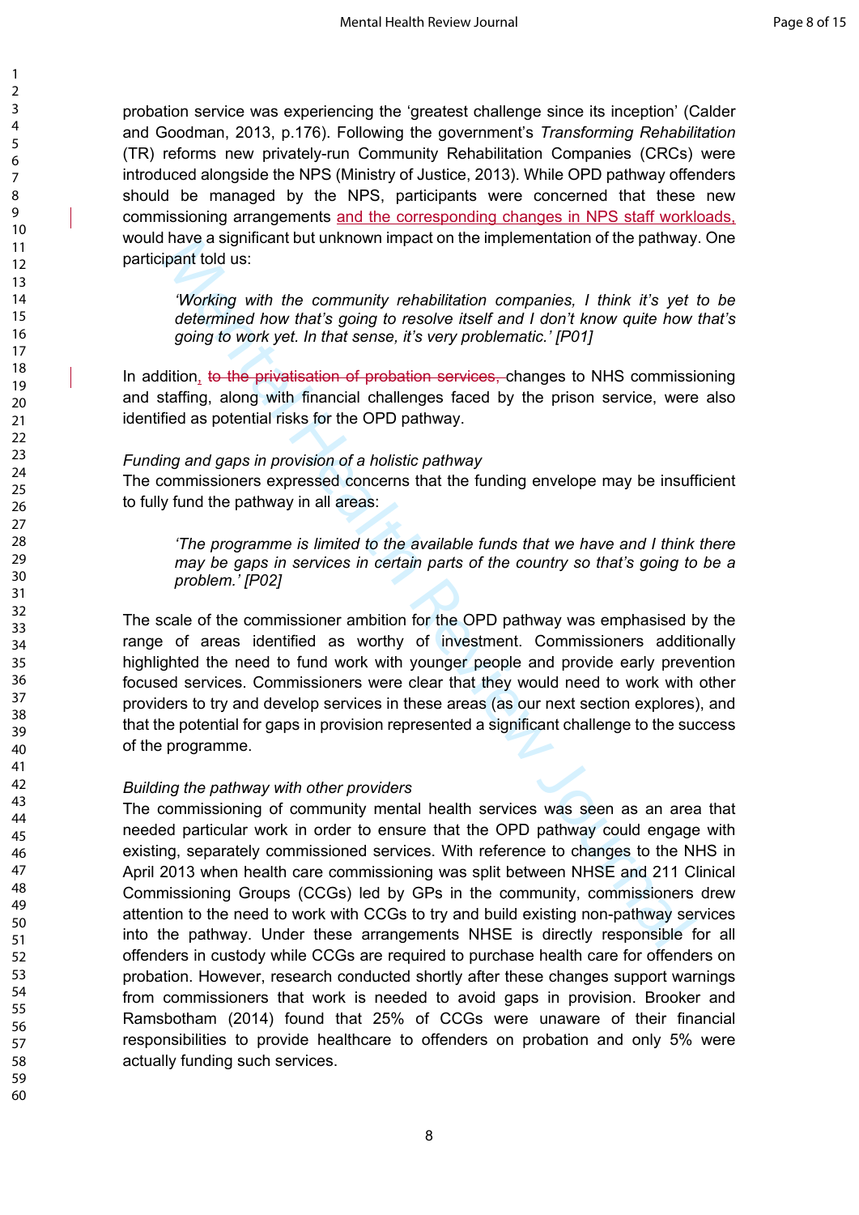probation service was experiencing the 'greatest challenge since its inception' (Calder and Goodman, 2013, p.176). Following the government's *Transforming Rehabilitation* (TR) reforms new privately-run Community Rehabilitation Companies (CRCs) were introduced alongside the NPS (Ministry of Justice, 2013). While OPD pathway offenders should be managed by the NPS, participants were concerned that these new commissioning arrangements and the corresponding changes in NPS staff workloads, would have a significant but unknown impact on the implementation of the pathway. One participant told us:

> *'Working with the community rehabilitation companies, I think it's yet to be determined how that's going to resolve itself and I don't know quite how that's going to work yet. In that sense, it's very problematic.' [P01]*

In addition, ~~to the privatisation of probation services,~~ changes to NHS commissioning and staffing, along with financial challenges faced by the prison service, were also identified as potential risks for the OPD pathway.

*Funding and gaps in provision of a holistic pathway*

The commissioners expressed concerns that the funding envelope may be insufficient to fully fund the pathway in all areas:

> *'The programme is limited to the available funds that we have and I think there may be gaps in services in certain parts of the country so that's going to be a problem.' [P02]*

The scale of the commissioner ambition for the OPD pathway was emphasised by the range of areas identified as worthy of investment. Commissioners additionally highlighted the need to fund work with younger people and provide early prevention focused services. Commissioners were clear that they would need to work with other providers to try and develop services in these areas (as our next section explores), and that the potential for gaps in provision represented a significant challenge to the success of the programme.

*Building the pathway with other providers*

The commissioning of community mental health services was seen as an area that needed particular work in order to ensure that the OPD pathway could engage with existing, separately commissioned services. With reference to changes to the NHS in April 2013 when health care commissioning was split between NHSE and 211 Clinical Commissioning Groups (CCGs) led by GPs in the community, commissioners drew attention to the need to work with CCGs to try and build existing non-pathway services into the pathway. Under these arrangements NHSE is directly responsible for all offenders in custody while CCGs are required to purchase health care for offenders on probation. However, research conducted shortly after these changes support warnings from commissioners that work is needed to avoid gaps in provision. Brooker and Ramsbotham (2014) found that 25% of CCGs were unaware of their financial responsibilities to provide healthcare to offenders on probation and only 5% were actually funding such services.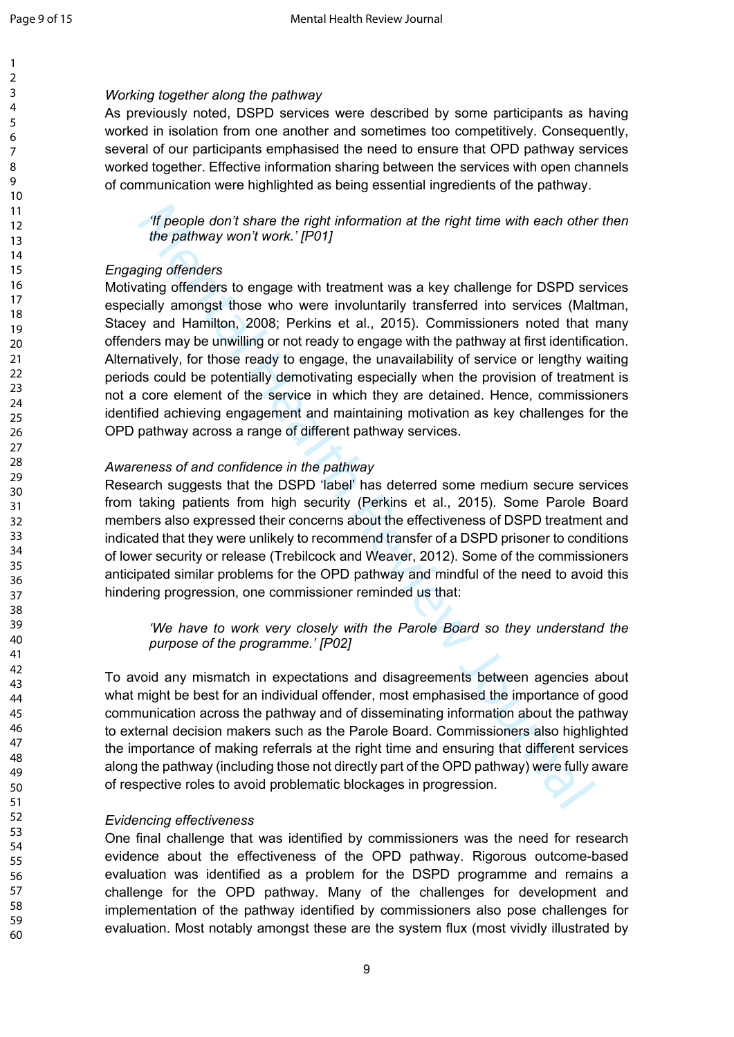*Working together along the pathway*

As previously noted, DSPD services were described by some participants as having worked in isolation from one another and sometimes too competitively. Consequently, several of our participants emphasised the need to ensure that OPD pathway services worked together. Effective information sharing between the services with open channels of communication were highlighted as being essential ingredients of the pathway.

> *'If people don't share the right information at the right time with each other then the pathway won't work.' [P01]*

*Engaging offenders*

Motivating offenders to engage with treatment was a key challenge for DSPD services especially amongst those who were involuntarily transferred into services (Maltman, Stacey and Hamilton, 2008; Perkins et al., 2015). Commissioners noted that many offenders may be unwilling or not ready to engage with the pathway at first identification. Alternatively, for those ready to engage, the unavailability of service or lengthy waiting periods could be potentially demotivating especially when the provision of treatment is not a core element of the service in which they are detained. Hence, commissioners identified achieving engagement and maintaining motivation as key challenges for the OPD pathway across a range of different pathway services.

*Awareness of and confidence in the pathway*

Research suggests that the DSPD 'label' has deterred some medium secure services from taking patients from high security (Perkins et al., 2015). Some Parole Board members also expressed their concerns about the effectiveness of DSPD treatment and indicated that they were unlikely to recommend transfer of a DSPD prisoner to conditions of lower security or release (Trebilcock and Weaver, 2012). Some of the commissioners anticipated similar problems for the OPD pathway and mindful of the need to avoid this hindering progression, one commissioner reminded us that:

> *'We have to work very closely with the Parole Board so they understand the purpose of the programme.' [P02]*

To avoid any mismatch in expectations and disagreements between agencies about what might be best for an individual offender, most emphasised the importance of good communication across the pathway and of disseminating information about the pathway to external decision makers such as the Parole Board. Commissioners also highlighted the importance of making referrals at the right time and ensuring that different services along the pathway (including those not directly part of the OPD pathway) were fully aware of respective roles to avoid problematic blockages in progression.

*Evidencing effectiveness*

One final challenge that was identified by commissioners was the need for research evidence about the effectiveness of the OPD pathway. Rigorous outcome-based evaluation was identified as a problem for the DSPD programme and remains a challenge for the OPD pathway. Many of the challenges for development and implementation of the pathway identified by commissioners also pose challenges for evaluation. Most notably amongst these are the system flux (most vividly illustrated by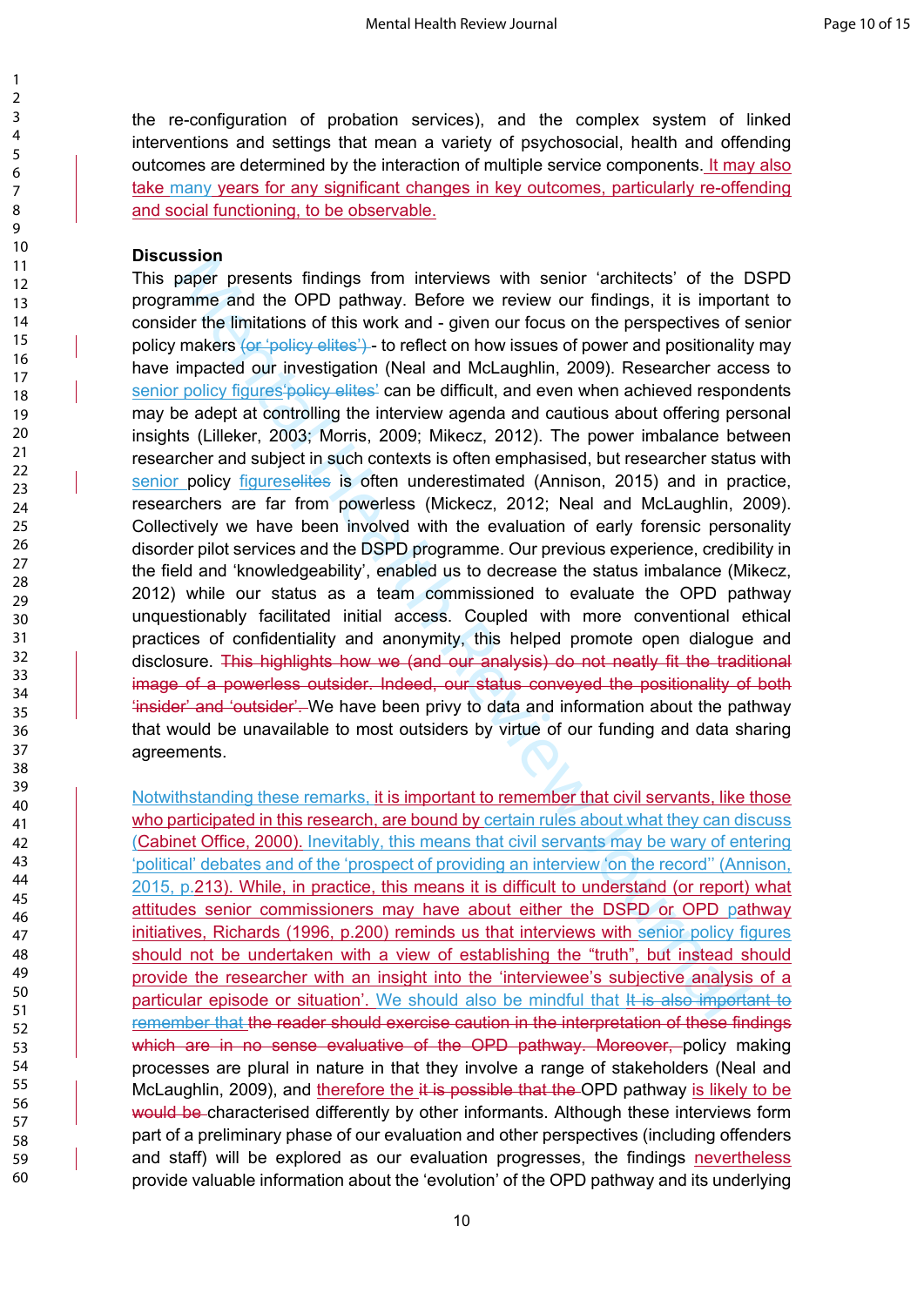the re-configuration of probation services), and the complex system of linked interventions and settings that mean a variety of psychosocial, health and offending outcomes are determined by the interaction of multiple service components. It may also take many years for any significant changes in key outcomes, particularly re-offending and social functioning, to be observable.

**Discussion**

This paper presents findings from interviews with senior ‘architects’ of the DSPD programme and the OPD pathway. Before we review our findings, it is important to consider the limitations of this work and - given our focus on the perspectives of senior policy makers ~~(or ‘policy elites’)~~ - to reflect on how issues of power and positionality may have impacted our investigation (Neal and McLaughlin, 2009). Researcher access to senior policy figures~~‘policy elites’~~ can be difficult, and even when achieved respondents may be adept at controlling the interview agenda and cautious about offering personal insights (Lilleker, 2003; Morris, 2009; Mikecz, 2012). The power imbalance between researcher and subject in such contexts is often emphasised, but researcher status with senior policy figures~~elites~~ is often underestimated (Annison, 2015) and in practice, researchers are far from powerless (Mickecz, 2012; Neal and McLaughlin, 2009). Collectively we have been involved with the evaluation of early forensic personality disorder pilot services and the DSPD programme. Our previous experience, credibility in the field and ‘knowledgeability’, enabled us to decrease the status imbalance (Mikecz, 2012) while our status as a team commissioned to evaluate the OPD pathway unquestionably facilitated initial access. Coupled with more conventional ethical practices of confidentiality and anonymity, this helped promote open dialogue and disclosure. ~~This highlights how we (and our analysis) do not neatly fit the traditional image of a powerless outsider. Indeed, our status conveyed the positionality of both ‘insider’ and ‘outsider’.~~ We have been privy to data and information about the pathway that would be unavailable to most outsiders by virtue of our funding and data sharing agreements.

Notwithstanding these remarks, it is important to remember that civil servants, like those who participated in this research, are bound by certain rules about what they can discuss (Cabinet Office, 2000). Inevitably, this means that civil servants may be wary of entering ‘political’ debates and of the ‘prospect of providing an interview ‘on the record’’ (Annison, 2015, p.213). While, in practice, this means it is difficult to understand (or report) what attitudes senior commissioners may have about either the DSPD or OPD pathway initiatives, Richards (1996, p.200) reminds us that interviews with senior policy figures should not be undertaken with a view of establishing the “truth”, but instead should provide the researcher with an insight into the ‘interviewee’s subjective analysis of a particular episode or situation’. We should also be mindful that ~~It is also important to remember that~~ the reader should exercise caution in the interpretation of these findings ~~which are in no sense evaluative of the OPD pathway. Moreover,~~ policy making processes are plural in nature in that they involve a range of stakeholders (Neal and McLaughlin, 2009), and therefore the ~~it is possible that the~~ OPD pathway is likely to be ~~would be~~ characterised differently by other informants. Although these interviews form part of a preliminary phase of our evaluation and other perspectives (including offenders and staff) will be explored as our evaluation progresses, the findings nevertheless provide valuable information about the ‘evolution’ of the OPD pathway and its underlying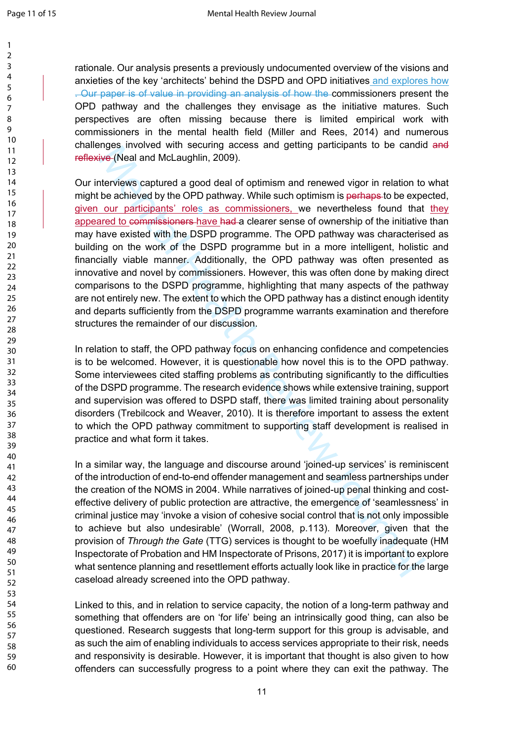rationale. Our analysis presents a previously undocumented overview of the visions and anxieties of the key 'architects' behind the DSPD and OPD initiatives and explores how ~~. Our paper is of value in providing an analysis of how the~~ commissioners present the OPD pathway and the challenges they envisage as the initiative matures. Such perspectives are often missing because there is limited empirical work with commissioners in the mental health field (Miller and Rees, 2014) and numerous challenges involved with securing access and getting participants to be candid ~~and reflexive~~ (Neal and McLaughlin, 2009).

Our interviews captured a good deal of optimism and renewed vigor in relation to what might be achieved by the OPD pathway. While such optimism is ~~perhaps~~ to be expected, given our participants' roles as commissioners, we nevertheless found that they appeared to ~~commissioners~~ have ~~had~~ a clearer sense of ownership of the initiative than may have existed with the DSPD programme. The OPD pathway was characterised as building on the work of the DSPD programme but in a more intelligent, holistic and financially viable manner. Additionally, the OPD pathway was often presented as innovative and novel by commissioners. However, this was often done by making direct comparisons to the DSPD programme, highlighting that many aspects of the pathway are not entirely new. The extent to which the OPD pathway has a distinct enough identity and departs sufficiently from the DSPD programme warrants examination and therefore structures the remainder of our discussion.

In relation to staff, the OPD pathway focus on enhancing confidence and competencies is to be welcomed. However, it is questionable how novel this is to the OPD pathway. Some interviewees cited staffing problems as contributing significantly to the difficulties of the DSPD programme. The research evidence shows while extensive training, support and supervision was offered to DSPD staff, there was limited training about personality disorders (Trebilcock and Weaver, 2010). It is therefore important to assess the extent to which the OPD pathway commitment to supporting staff development is realised in practice and what form it takes.

In a similar way, the language and discourse around 'joined-up services' is reminiscent of the introduction of end-to-end offender management and seamless partnerships under the creation of the NOMS in 2004. While narratives of joined-up penal thinking and cost-effective delivery of public protection are attractive, the emergence of 'seamlessness' in criminal justice may 'invoke a vision of cohesive social control that is not only impossible to achieve but also undesirable' (Worrall, 2008, p.113). Moreover, given that the provision of *Through the Gate* (TTG) services is thought to be woefully inadequate (HM Inspectorate of Probation and HM Inspectorate of Prisons, 2017) it is important to explore what sentence planning and resettlement efforts actually look like in practice for the large caseload already screened into the OPD pathway.

Linked to this, and in relation to service capacity, the notion of a long-term pathway and something that offenders are on 'for life' being an intrinsically good thing, can also be questioned. Research suggests that long-term support for this group is advisable, and as such the aim of enabling individuals to access services appropriate to their risk, needs and responsivity is desirable. However, it is important that thought is also given to how offenders can successfully progress to a point where they can exit the pathway. The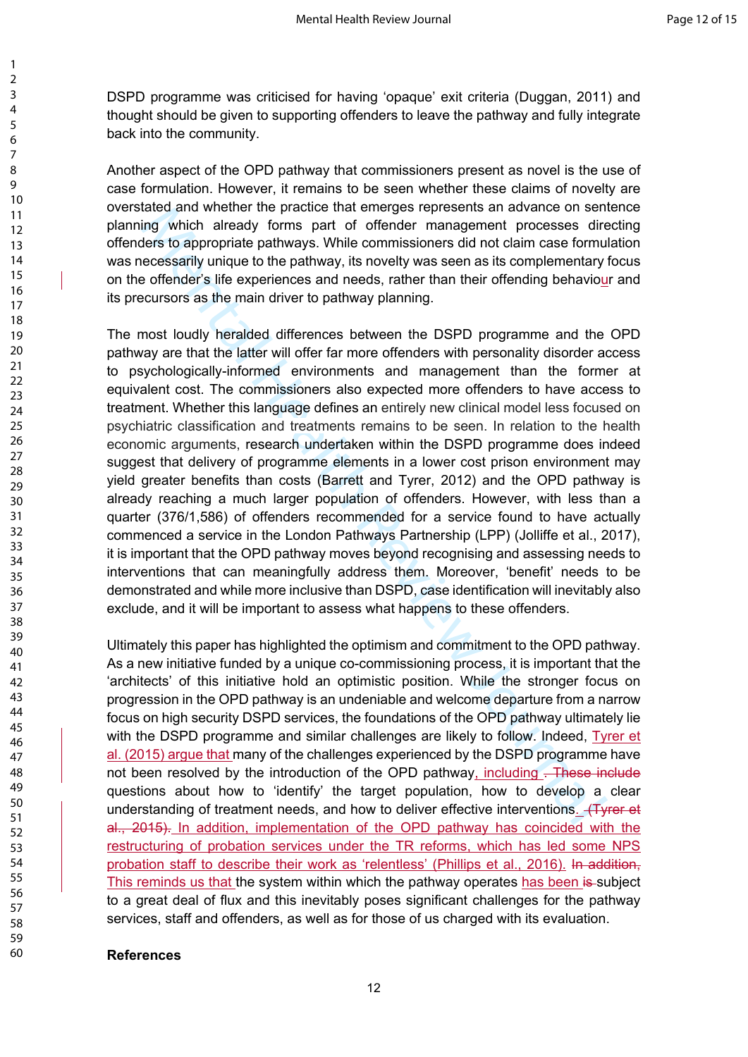DSPD programme was criticised for having 'opaque' exit criteria (Duggan, 2011) and thought should be given to supporting offenders to leave the pathway and fully integrate back into the community.

Another aspect of the OPD pathway that commissioners present as novel is the use of case formulation. However, it remains to be seen whether these claims of novelty are overstated and whether the practice that emerges represents an advance on sentence planning which already forms part of offender management processes directing offenders to appropriate pathways. While commissioners did not claim case formulation was necessarily unique to the pathway, its novelty was seen as its complementary focus on the offender's life experiences and needs, rather than their offending behaviour and its precursors as the main driver to pathway planning.

The most loudly heralded differences between the DSPD programme and the OPD pathway are that the latter will offer far more offenders with personality disorder access to psychologically-informed environments and management than the former at equivalent cost. The commissioners also expected more offenders to have access to treatment. Whether this language defines an entirely new clinical model less focused on psychiatric classification and treatments remains to be seen. In relation to the health economic arguments, research undertaken within the DSPD programme does indeed suggest that delivery of programme elements in a lower cost prison environment may yield greater benefits than costs (Barrett and Tyrer, 2012) and the OPD pathway is already reaching a much larger population of offenders. However, with less than a quarter (376/1,586) of offenders recommended for a service found to have actually commenced a service in the London Pathways Partnership (LPP) (Jolliffe et al., 2017), it is important that the OPD pathway moves beyond recognising and assessing needs to interventions that can meaningfully address them. Moreover, 'benefit' needs to be demonstrated and while more inclusive than DSPD, case identification will inevitably also exclude, and it will be important to assess what happens to these offenders.

Ultimately this paper has highlighted the optimism and commitment to the OPD pathway. As a new initiative funded by a unique co-commissioning process, it is important that the 'architects' of this initiative hold an optimistic position. While the stronger focus on progression in the OPD pathway is an undeniable and welcome departure from a narrow focus on high security DSPD services, the foundations of the OPD pathway ultimately lie with the DSPD programme and similar challenges are likely to follow. Indeed, Tyrer et al. (2015) argue that many of the challenges experienced by the DSPD programme have not been resolved by the introduction of the OPD pathway, including ~~. These include~~ questions about how to 'identify' the target population, how to develop a clear understanding of treatment needs, and how to deliver effective interventions. ~~(Tyrer et al., 2015).~~ In addition, implementation of the OPD pathway has coincided with the restructuring of probation services under the TR reforms, which has led some NPS probation staff to describe their work as 'relentless' (Phillips et al., 2016). ~~In addition,~~ This reminds us that the system within which the pathway operates has been ~~is~~ subject to a great deal of flux and this inevitably poses significant challenges for the pathway services, staff and offenders, as well as for those of us charged with its evaluation.

**References**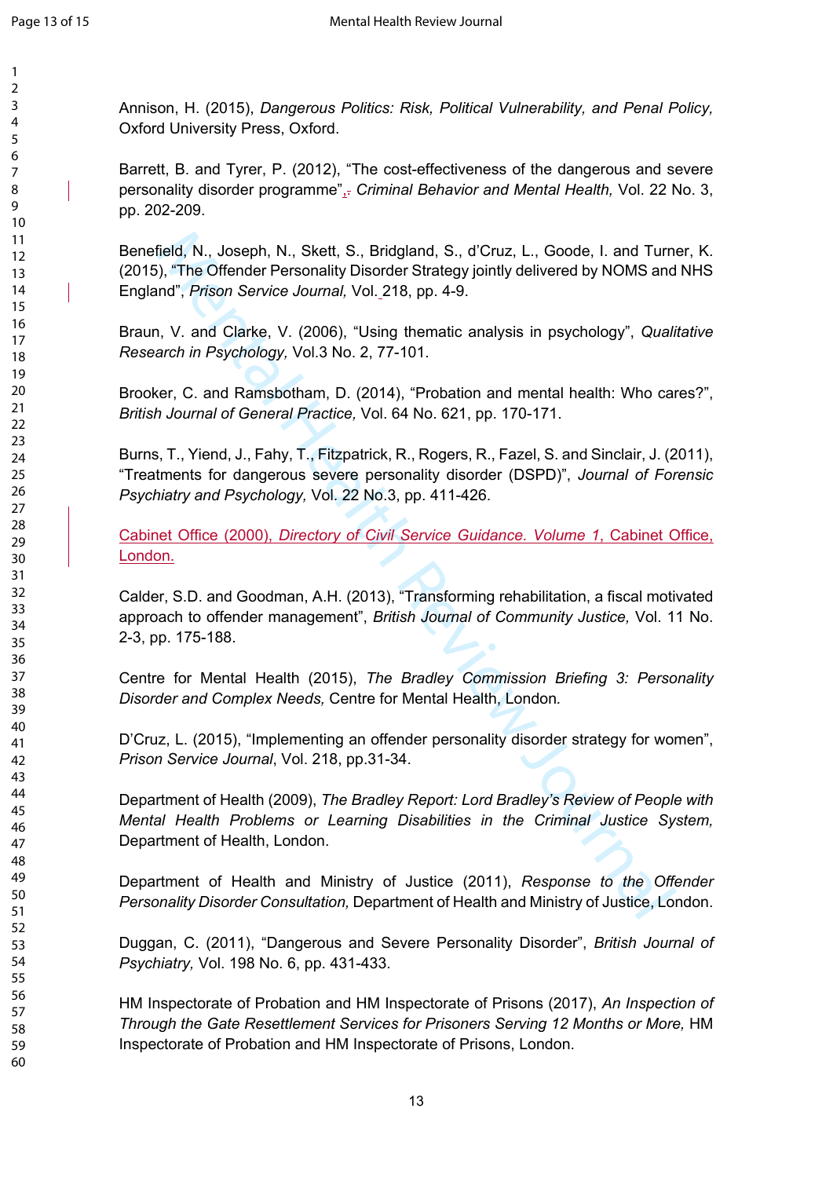Annison, H. (2015), *Dangerous Politics: Risk, Political Vulnerability, and Penal Policy,* Oxford University Press, Oxford.

Barrett, B. and Tyrer, P. (2012), "The cost-effectiveness of the dangerous and severe personality disorder programme", *Criminal Behavior and Mental Health,* Vol. 22 No. 3, pp. 202-209.

Benefield, N., Joseph, N., Skett, S., Bridgland, S., d'Cruz, L., Goode, I. and Turner, K. (2015), "The Offender Personality Disorder Strategy jointly delivered by NOMS and NHS England", *Prison Service Journal,* Vol. 218, pp. 4-9.

Braun, V. and Clarke, V. (2006), "Using thematic analysis in psychology", *Qualitative Research in Psychology,* Vol.3 No. 2, 77-101.

Brooker, C. and Ramsbotham, D. (2014), "Probation and mental health: Who cares?", *British Journal of General Practice,* Vol. 64 No. 621, pp. 170-171.

Burns, T., Yiend, J., Fahy, T., Fitzpatrick, R., Rogers, R., Fazel, S. and Sinclair, J. (2011), "Treatments for dangerous severe personality disorder (DSPD)", *Journal of Forensic Psychiatry and Psychology,* Vol. 22 No.3, pp. 411-426.

Cabinet Office (2000), *Directory of Civil Service Guidance. Volume 1*, Cabinet Office, London.

Calder, S.D. and Goodman, A.H. (2013), "Transforming rehabilitation, a fiscal motivated approach to offender management", *British Journal of Community Justice,* Vol. 11 No. 2-3, pp. 175-188.

Centre for Mental Health (2015), *The Bradley Commission Briefing 3: Personality Disorder and Complex Needs,* Centre for Mental Health, London.

D'Cruz, L. (2015), "Implementing an offender personality disorder strategy for women", *Prison Service Journal*, Vol. 218, pp.31-34.

Department of Health (2009), *The Bradley Report: Lord Bradley's Review of People with Mental Health Problems or Learning Disabilities in the Criminal Justice System,* Department of Health, London.

Department of Health and Ministry of Justice (2011), *Response to the Offender Personality Disorder Consultation,* Department of Health and Ministry of Justice, London.

Duggan, C. (2011), "Dangerous and Severe Personality Disorder", *British Journal of Psychiatry,* Vol. 198 No. 6, pp. 431-433.

HM Inspectorate of Probation and HM Inspectorate of Prisons (2017), *An Inspection of Through the Gate Resettlement Services for Prisoners Serving 12 Months or More,* HM Inspectorate of Probation and HM Inspectorate of Prisons, London.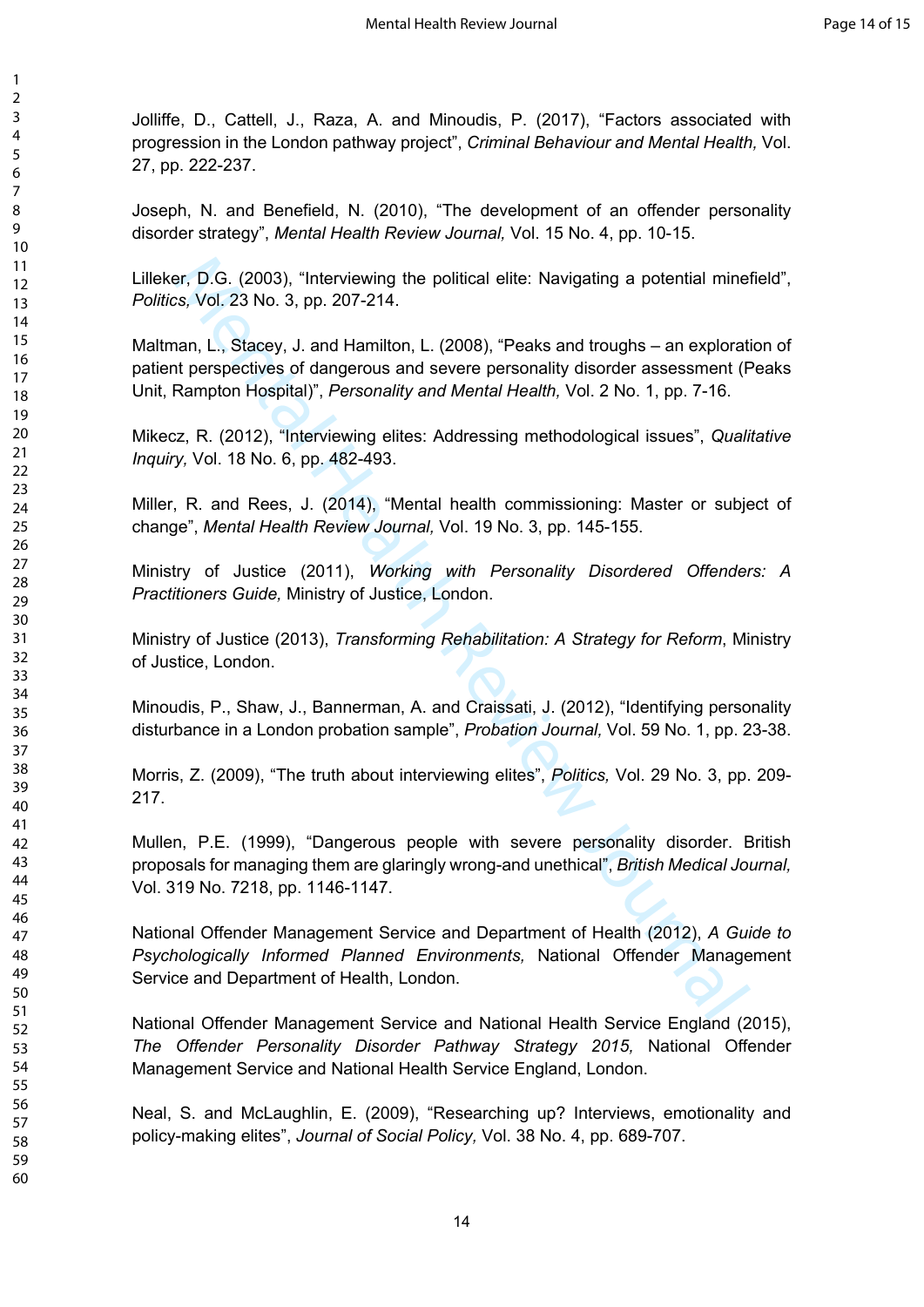Jolliffe, D., Cattell, J., Raza, A. and Minoudis, P. (2017), "Factors associated with progression in the London pathway project", *Criminal Behaviour and Mental Health,* Vol. 27, pp. 222-237.

Joseph, N. and Benefield, N. (2010), "The development of an offender personality disorder strategy", *Mental Health Review Journal,* Vol. 15 No. 4, pp. 10-15.

Lilleker, D.G. (2003), "Interviewing the political elite: Navigating a potential minefield", *Politics,* Vol. 23 No. 3, pp. 207-214.

Maltman, L., Stacey, J. and Hamilton, L. (2008), "Peaks and troughs – an exploration of patient perspectives of dangerous and severe personality disorder assessment (Peaks Unit, Rampton Hospital)", *Personality and Mental Health,* Vol. 2 No. 1, pp. 7-16.

Mikecz, R. (2012), "Interviewing elites: Addressing methodological issues", *Qualitative Inquiry,* Vol. 18 No. 6, pp. 482-493.

Miller, R. and Rees, J. (2014), "Mental health commissioning: Master or subject of change", *Mental Health Review Journal,* Vol. 19 No. 3, pp. 145-155.

Ministry of Justice (2011), *Working with Personality Disordered Offenders: A Practitioners Guide,* Ministry of Justice, London.

Ministry of Justice (2013), *Transforming Rehabilitation: A Strategy for Reform*, Ministry of Justice, London.

Minoudis, P., Shaw, J., Bannerman, A. and Craissati, J. (2012), "Identifying personality disturbance in a London probation sample", *Probation Journal,* Vol. 59 No. 1, pp. 23-38.

Morris, Z. (2009), "The truth about interviewing elites", *Politics,* Vol. 29 No. 3, pp. 209-217.

Mullen, P.E. (1999), "Dangerous people with severe personality disorder. British proposals for managing them are glaringly wrong-and unethical", *British Medical Journal,* Vol. 319 No. 7218, pp. 1146-1147.

National Offender Management Service and Department of Health (2012), *A Guide to Psychologically Informed Planned Environments,* National Offender Management Service and Department of Health, London.

National Offender Management Service and National Health Service England (2015), *The Offender Personality Disorder Pathway Strategy 2015,* National Offender Management Service and National Health Service England, London.

Neal, S. and McLaughlin, E. (2009), "Researching up? Interviews, emotionality and policy-making elites", *Journal of Social Policy,* Vol. 38 No. 4, pp. 689-707.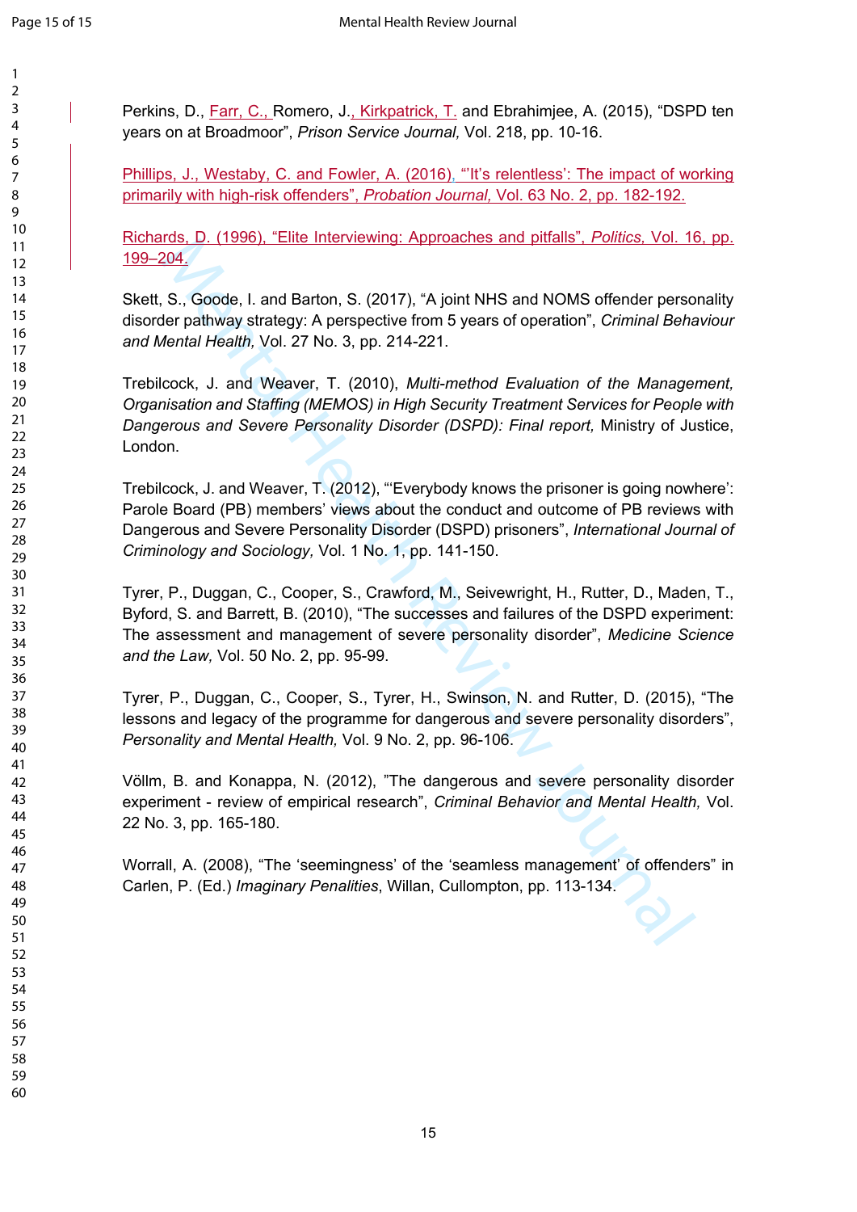Perkins, D., Farr, C., Romero, J., Kirkpatrick, T. and Ebrahimjee, A. (2015), "DSPD ten years on at Broadmoor", *Prison Service Journal,* Vol. 218, pp. 10-16.

Phillips, J., Westaby, C. and Fowler, A. (2016), "'It's relentless': The impact of working primarily with high-risk offenders", *Probation Journal,* Vol. 63 No. 2, pp. 182-192.

Richards, D. (1996), "Elite Interviewing: Approaches and pitfalls", *Politics,* Vol. 16, pp. 199–204.

Skett, S., Goode, I. and Barton, S. (2017), "A joint NHS and NOMS offender personality disorder pathway strategy: A perspective from 5 years of operation", *Criminal Behaviour and Mental Health,* Vol. 27 No. 3, pp. 214-221.

Trebilcock, J. and Weaver, T. (2010), *Multi-method Evaluation of the Management, Organisation and Staffing (MEMOS) in High Security Treatment Services for People with Dangerous and Severe Personality Disorder (DSPD): Final report,* Ministry of Justice, London.

Trebilcock, J. and Weaver, T. (2012), "'Everybody knows the prisoner is going nowhere': Parole Board (PB) members' views about the conduct and outcome of PB reviews with Dangerous and Severe Personality Disorder (DSPD) prisoners", *International Journal of Criminology and Sociology,* Vol. 1 No. 1, pp. 141-150.

Tyrer, P., Duggan, C., Cooper, S., Crawford, M., Seivewright, H., Rutter, D., Maden, T., Byford, S. and Barrett, B. (2010), "The successes and failures of the DSPD experiment: The assessment and management of severe personality disorder", *Medicine Science and the Law,* Vol. 50 No. 2, pp. 95-99.

Tyrer, P., Duggan, C., Cooper, S., Tyrer, H., Swinson, N. and Rutter, D. (2015), "The lessons and legacy of the programme for dangerous and severe personality disorders", *Personality and Mental Health,* Vol. 9 No. 2, pp. 96-106.

Völlm, B. and Konappa, N. (2012), "The dangerous and severe personality disorder experiment - review of empirical research", *Criminal Behavior and Mental Health,* Vol. 22 No. 3, pp. 165-180.

Worrall, A. (2008), "The 'seemingness' of the 'seamless management' of offenders" in Carlen, P. (Ed.) *Imaginary Penalities*, Willan, Cullompton, pp. 113-134.